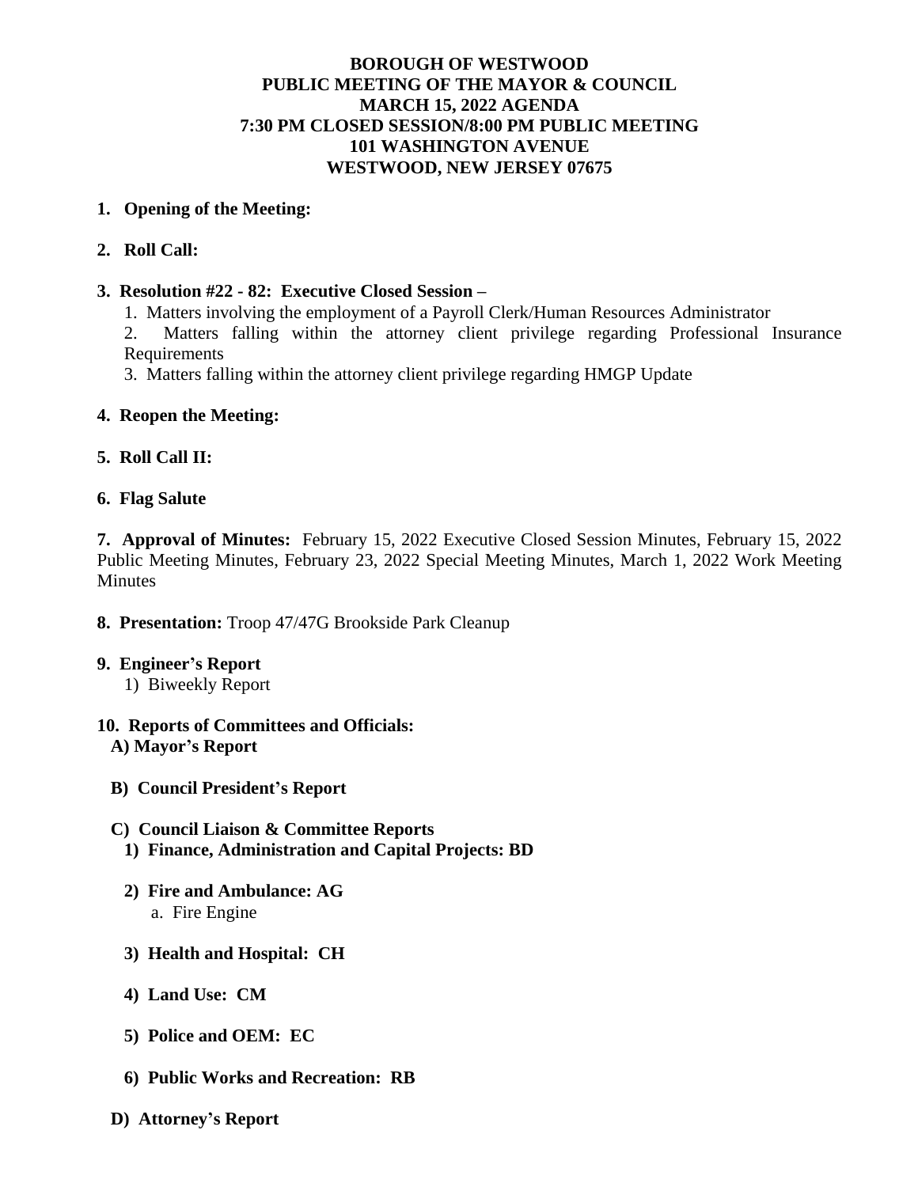# BOROUGH OF WESTWOOD
# PUBLIC MEETING OF THE MAYOR & COUNCIL
# MARCH 15, 2022 AGENDA
# 7:30 PM CLOSED SESSION/8:00 PM PUBLIC MEETING
# 101 WASHINGTON AVENUE
# WESTWOOD, NEW JERSEY 07675

**1. Opening of the Meeting:**

**2. Roll Call:**

**3. Resolution #22 - 82: Executive Closed Session –**

1. Matters involving the employment of a Payroll Clerk/Human Resources Administrator
2. Matters falling within the attorney client privilege regarding Professional Insurance Requirements
3. Matters falling within the attorney client privilege regarding HMGP Update

**4. Reopen the Meeting:**

**5. Roll Call II:**

**6. Flag Salute**

**7. Approval of Minutes:** February 15, 2022 Executive Closed Session Minutes, February 15, 2022 Public Meeting Minutes, February 23, 2022 Special Meeting Minutes, March 1, 2022 Work Meeting Minutes

**8. Presentation:** Troop 47/47G Brookside Park Cleanup

**9. Engineer's Report**

1) Biweekly Report

**10. Reports of Committees and Officials:**

**A) Mayor's Report**

**B) Council President's Report**

**C) Council Liaison & Committee Reports**

**1) Finance, Administration and Capital Projects: BD**

**2) Fire and Ambulance: AG**

a. Fire Engine

**3) Health and Hospital: CH**

**4) Land Use: CM**

**5) Police and OEM: EC**

**6) Public Works and Recreation: RB**

**D) Attorney's Report**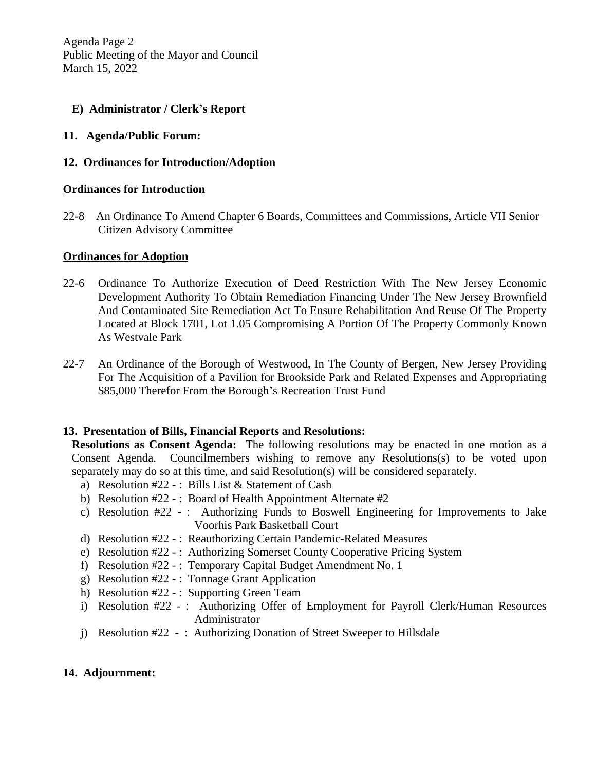**E) Administrator / Clerk's Report**

**11. Agenda/Public Forum:**

**12. Ordinances for Introduction/Adoption**

**Ordinances for Introduction**

22-8 An Ordinance To Amend Chapter 6 Boards, Committees and Commissions, Article VII Senior Citizen Advisory Committee

**Ordinances for Adoption**

22-6 Ordinance To Authorize Execution of Deed Restriction With The New Jersey Economic Development Authority To Obtain Remediation Financing Under The New Jersey Brownfield And Contaminated Site Remediation Act To Ensure Rehabilitation And Reuse Of The Property Located at Block 1701, Lot 1.05 Compromising A Portion Of The Property Commonly Known As Westvale Park

22-7 An Ordinance of the Borough of Westwood, In The County of Bergen, New Jersey Providing For The Acquisition of a Pavilion for Brookside Park and Related Expenses and Appropriating $85,000 Therefor From the Borough's Recreation Trust Fund

**13. Presentation of Bills, Financial Reports and Resolutions:**

**Resolutions as Consent Agenda:** The following resolutions may be enacted in one motion as a Consent Agenda. Councilmembers wishing to remove any Resolutions(s) to be voted upon separately may do so at this time, and said Resolution(s) will be considered separately.

a) Resolution #22 - : Bills List & Statement of Cash
b) Resolution #22 - : Board of Health Appointment Alternate #2
c) Resolution #22 - : Authorizing Funds to Boswell Engineering for Improvements to Jake Voorhis Park Basketball Court
d) Resolution #22 - : Reauthorizing Certain Pandemic-Related Measures
e) Resolution #22 - : Authorizing Somerset County Cooperative Pricing System
f) Resolution #22 - : Temporary Capital Budget Amendment No. 1
g) Resolution #22 - : Tonnage Grant Application
h) Resolution #22 - : Supporting Green Team
i) Resolution #22 - : Authorizing Offer of Employment for Payroll Clerk/Human Resources Administrator
j) Resolution #22 - : Authorizing Donation of Street Sweeper to Hillsdale

**14. Adjournment:**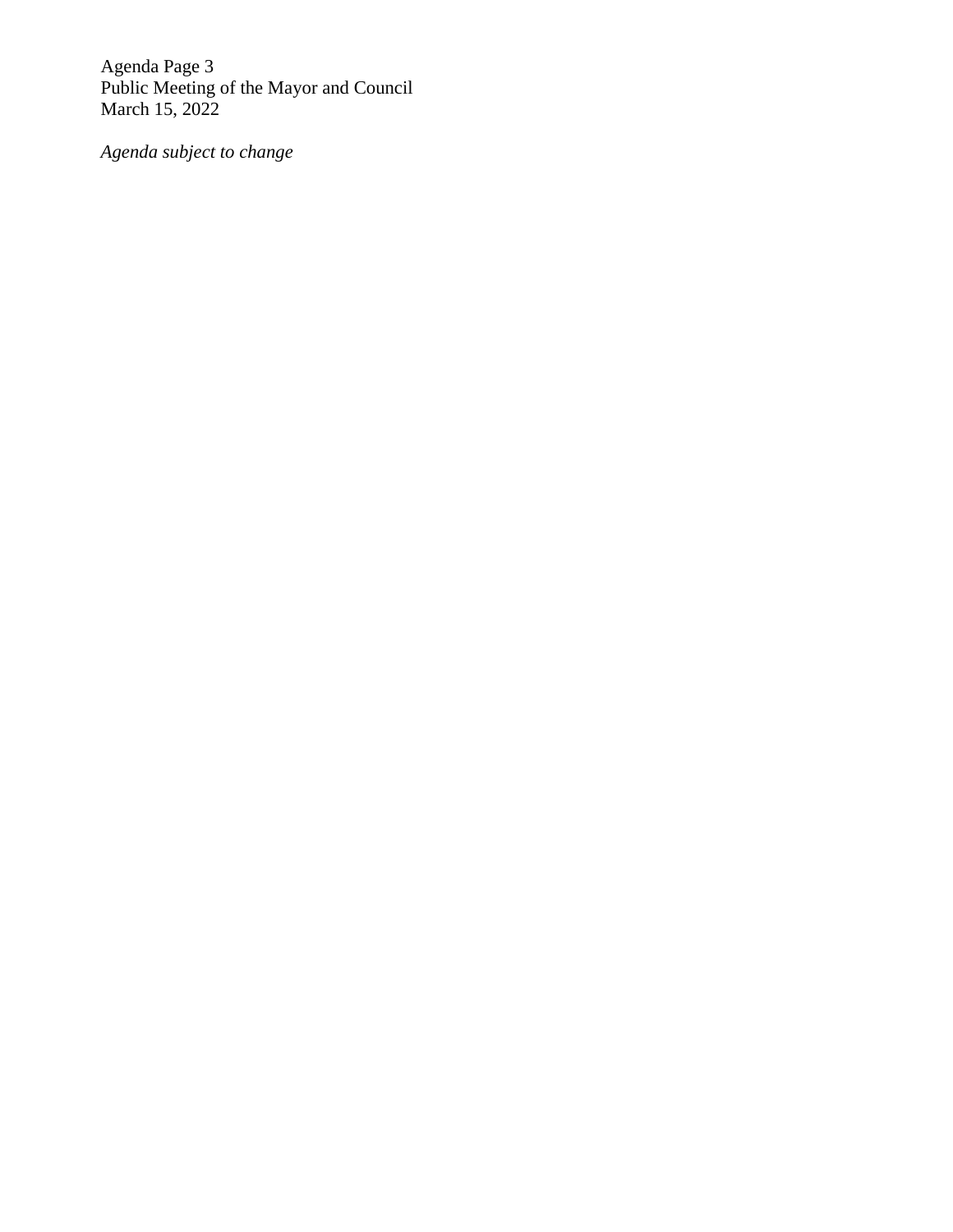*Agenda subject to change*